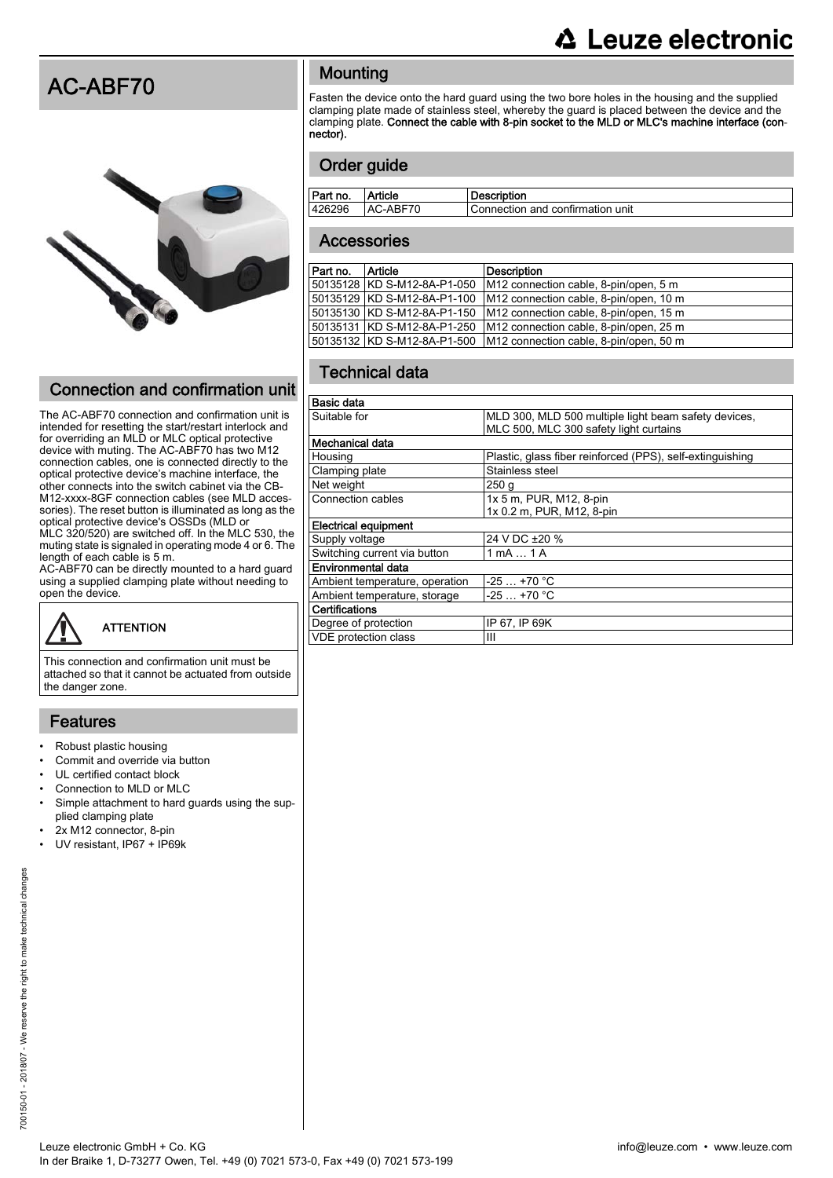# AC-ABF70

## Connection and confirmation unit

The AC-ABF70 connection and confirmation unit is intended for resetting the start/restart interlock and for overriding an MLD or MLC optical protective device with muting. The AC-ABF70 has two M12 connection cables, one is connected directly to the optical protective device's machine interface, the other connects into the switch cabinet via the CB-M12-xxxx-8GF connection cables (see MLD accessories). The reset button is illuminated as long as the optical protective device's OSSDs (MLD or MLC 320/520) are switched off. In the MLC 530, the muting state is signaled in operating mode 4 or 6. The length of each cable is 5 m.
AC-ABF70 can be directly mounted to a hard guard using a supplied clamping plate without needing to open the device.

> **ATTENTION**
>
> This connection and confirmation unit must be attached so that it cannot be actuated from outside the danger zone.

## Features

- Robust plastic housing
- Commit and override via button
- UL certified contact block
- Connection to MLD or MLC
- Simple attachment to hard guards using the supplied clamping plate
- 2x M12 connector, 8-pin
- UV resistant, IP67 + IP69k

## Mounting

Fasten the device onto the hard guard using the two bore holes in the housing and the supplied clamping plate made of stainless steel, whereby the guard is placed between the device and the clamping plate. **Connect the cable with 8-pin socket to the MLD or MLC's machine interface (connector).**

## Order guide

| Part no. | Article | Description |
|---|---|---|
| 426296 | AC-ABF70 | Connection and confirmation unit |

## Accessories

| Part no. | Article | Description |
|---|---|---|
| 50135128 | KD S-M12-8A-P1-050 | M12 connection cable, 8-pin/open, 5 m |
| 50135129 | KD S-M12-8A-P1-100 | M12 connection cable, 8-pin/open, 10 m |
| 50135130 | KD S-M12-8A-P1-150 | M12 connection cable, 8-pin/open, 15 m |
| 50135131 | KD S-M12-8A-P1-250 | M12 connection cable, 8-pin/open, 25 m |
| 50135132 | KD S-M12-8A-P1-500 | M12 connection cable, 8-pin/open, 50 m |

## Technical data

| **Basic data** | |
|---|---|
| Suitable for | MLD 300, MLD 500 multiple light beam safety devices, MLC 500, MLC 300 safety light curtains |
| **Mechanical data** | |
| Housing | Plastic, glass fiber reinforced (PPS), self-extinguishing |
| Clamping plate | Stainless steel |
| Net weight | 250 g |
| Connection cables | 1x 5 m, PUR, M12, 8-pin<br>1x 0.2 m, PUR, M12, 8-pin |
| **Electrical equipment** | |
| Supply voltage | 24 V DC ±20 % |
| Switching current via button | 1 mA … 1 A |
| **Environmental data** | |
| Ambient temperature, operation | -25 … +70 °C |
| Ambient temperature, storage | -25 … +70 °C |
| **Certifications** | |
| Degree of protection | IP 67, IP 69K |
| VDE protection class | III |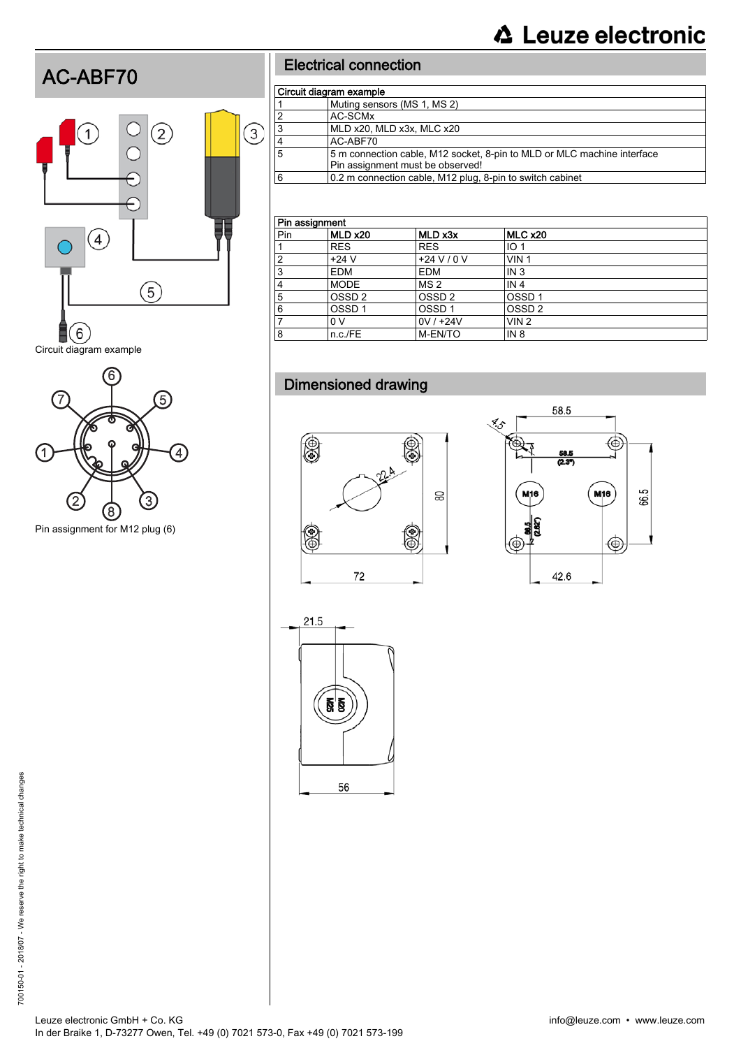# AC-ABF70

1
2
3
4
5
6

Circuit diagram example

6
7
5
1
4
2
8
3

Pin assignment for M12 plug (6)

## Electrical connection

| Circuit diagram example | |
|---|---|
| 1 | Muting sensors (MS 1, MS 2) |
| 2 | AC-SCMx |
| 3 | MLD x20, MLD x3x, MLC x20 |
| 4 | AC-ABF70 |
| 5 | 5 m connection cable, M12 socket, 8-pin to MLD or MLC machine interface<br>Pin assignment must be observed! |
| 6 | 0.2 m connection cable, M12 plug, 8-pin to switch cabinet |

**Pin assignment**

| Pin | MLD x20 | MLD x3x | MLC x20 |
|---|---|---|---|
| 1 | RES | RES | IO 1 |
| 2 | +24 V | +24 V / 0 V | VIN 1 |
| 3 | EDM | EDM | IN 3 |
| 4 | MODE | MS 2 | IN 4 |
| 5 | OSSD 2 | OSSD 2 | OSSD 1 |
| 6 | OSSD 1 | OSSD 1 | OSSD 2 |
| 7 | 0 V | 0V / +24V | VIN 2 |
| 8 | n.c./FE | M-EN/TO | IN 8 |

## Dimensioned drawing

22.4
80
72
58.5
4.5
58.5 (2.3")
M16
M16
66.5
66.5 (2.62")
42.6
21.5
M20
M25
56

Leuze electronic GmbH + Co. KG
In der Braike 1, D-73277 Owen, Tel. +49 (0) 7021 573-0, Fax +49 (0) 7021 573-199

info@leuze.com • www.leuze.com

700150-01 - 2018/07 - We reserve the right to make technical changes